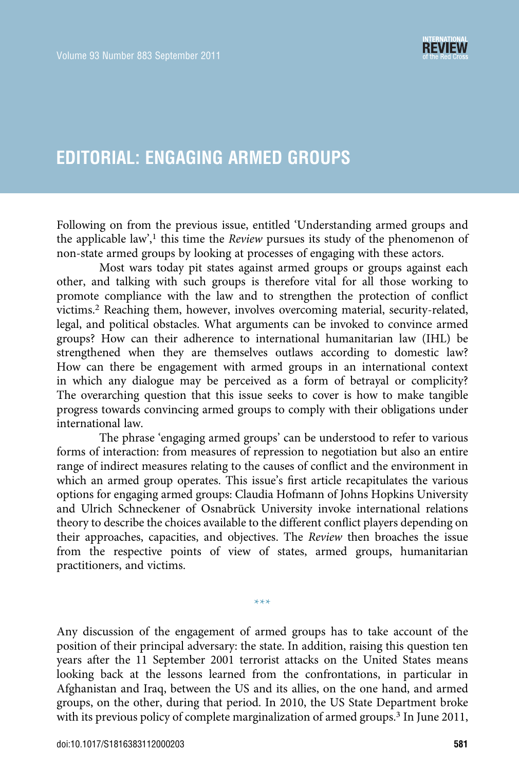# EDITORIAL: ENGAGING ARMED GROUPS

Following on from the previous issue, entitled 'Understanding armed groups and the applicable law',[1] this time the *Review* pursues its study of the phenomenon of non-state armed groups by looking at processes of engaging with these actors.

Most wars today pit states against armed groups or groups against each other, and talking with such groups is therefore vital for all those working to promote compliance with the law and to strengthen the protection of conflict victims.[2] Reaching them, however, involves overcoming material, security-related, legal, and political obstacles. What arguments can be invoked to convince armed groups? How can their adherence to international humanitarian law (IHL) be strengthened when they are themselves outlaws according to domestic law? How can there be engagement with armed groups in an international context in which any dialogue may be perceived as a form of betrayal or complicity? The overarching question that this issue seeks to cover is how to make tangible progress towards convincing armed groups to comply with their obligations under international law.

The phrase 'engaging armed groups' can be understood to refer to various forms of interaction: from measures of repression to negotiation but also an entire range of indirect measures relating to the causes of conflict and the environment in which an armed group operates. This issue's first article recapitulates the various options for engaging armed groups: Claudia Hofmann of Johns Hopkins University and Ulrich Schneckener of Osnabrück University invoke international relations theory to describe the choices available to the different conflict players depending on their approaches, capacities, and objectives. The *Review* then broaches the issue from the respective points of view of states, armed groups, humanitarian practitioners, and victims.

\*\*\*

Any discussion of the engagement of armed groups has to take account of the position of their principal adversary: the state. In addition, raising this question ten years after the 11 September 2001 terrorist attacks on the United States means looking back at the lessons learned from the confrontations, in particular in Afghanistan and Iraq, between the US and its allies, on the one hand, and armed groups, on the other, during that period. In 2010, the US State Department broke with its previous policy of complete marginalization of armed groups.[3] In June 2011,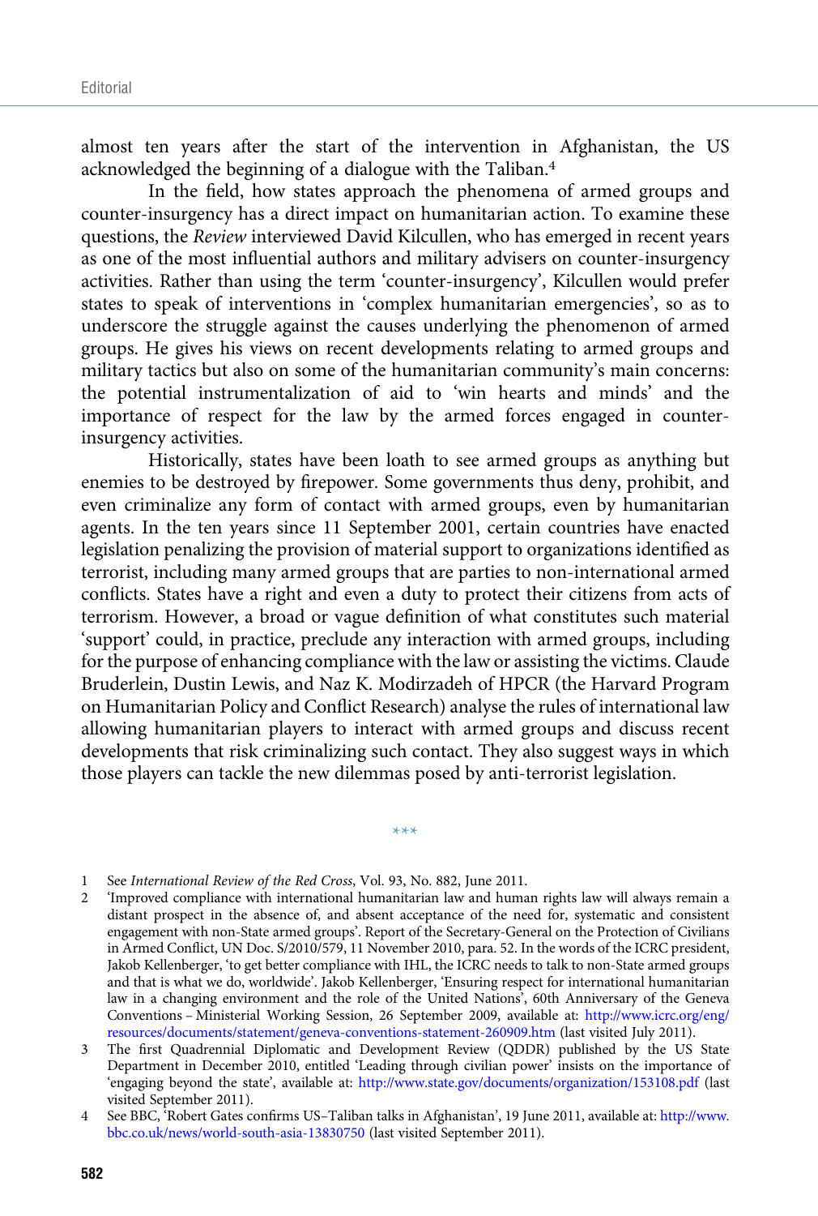almost ten years after the start of the intervention in Afghanistan, the US acknowledged the beginning of a dialogue with the Taliban.[4]

In the field, how states approach the phenomena of armed groups and counter-insurgency has a direct impact on humanitarian action. To examine these questions, the *Review* interviewed David Kilcullen, who has emerged in recent years as one of the most influential authors and military advisers on counter-insurgency activities. Rather than using the term 'counter-insurgency', Kilcullen would prefer states to speak of interventions in 'complex humanitarian emergencies', so as to underscore the struggle against the causes underlying the phenomenon of armed groups. He gives his views on recent developments relating to armed groups and military tactics but also on some of the humanitarian community's main concerns: the potential instrumentalization of aid to 'win hearts and minds' and the importance of respect for the law by the armed forces engaged in counter-insurgency activities.

Historically, states have been loath to see armed groups as anything but enemies to be destroyed by firepower. Some governments thus deny, prohibit, and even criminalize any form of contact with armed groups, even by humanitarian agents. In the ten years since 11 September 2001, certain countries have enacted legislation penalizing the provision of material support to organizations identified as terrorist, including many armed groups that are parties to non-international armed conflicts. States have a right and even a duty to protect their citizens from acts of terrorism. However, a broad or vague definition of what constitutes such material 'support' could, in practice, preclude any interaction with armed groups, including for the purpose of enhancing compliance with the law or assisting the victims. Claude Bruderlein, Dustin Lewis, and Naz K. Modirzadeh of HPCR (the Harvard Program on Humanitarian Policy and Conflict Research) analyse the rules of international law allowing humanitarian players to interact with armed groups and discuss recent developments that risk criminalizing such contact. They also suggest ways in which those players can tackle the new dilemmas posed by anti-terrorist legislation.

***

1 See *International Review of the Red Cross*, Vol. 93, No. 882, June 2011.

2 'Improved compliance with international humanitarian law and human rights law will always remain a distant prospect in the absence of, and absent acceptance of the need for, systematic and consistent engagement with non-State armed groups'. Report of the Secretary-General on the Protection of Civilians in Armed Conflict, UN Doc. S/2010/579, 11 November 2010, para. 52. In the words of the ICRC president, Jakob Kellenberger, 'to get better compliance with IHL, the ICRC needs to talk to non-State armed groups and that is what we do, worldwide'. Jakob Kellenberger, 'Ensuring respect for international humanitarian law in a changing environment and the role of the United Nations', 60th Anniversary of the Geneva Conventions – Ministerial Working Session, 26 September 2009, available at: http://www.icrc.org/eng/resources/documents/statement/geneva-conventions-statement-260909.htm (last visited July 2011).

3 The first Quadrennial Diplomatic and Development Review (QDDR) published by the US State Department in December 2010, entitled 'Leading through civilian power' insists on the importance of 'engaging beyond the state', available at: http://www.state.gov/documents/organization/153108.pdf (last visited September 2011).

4 See BBC, 'Robert Gates confirms US–Taliban talks in Afghanistan', 19 June 2011, available at: http://www.bbc.co.uk/news/world-south-asia-13830750 (last visited September 2011).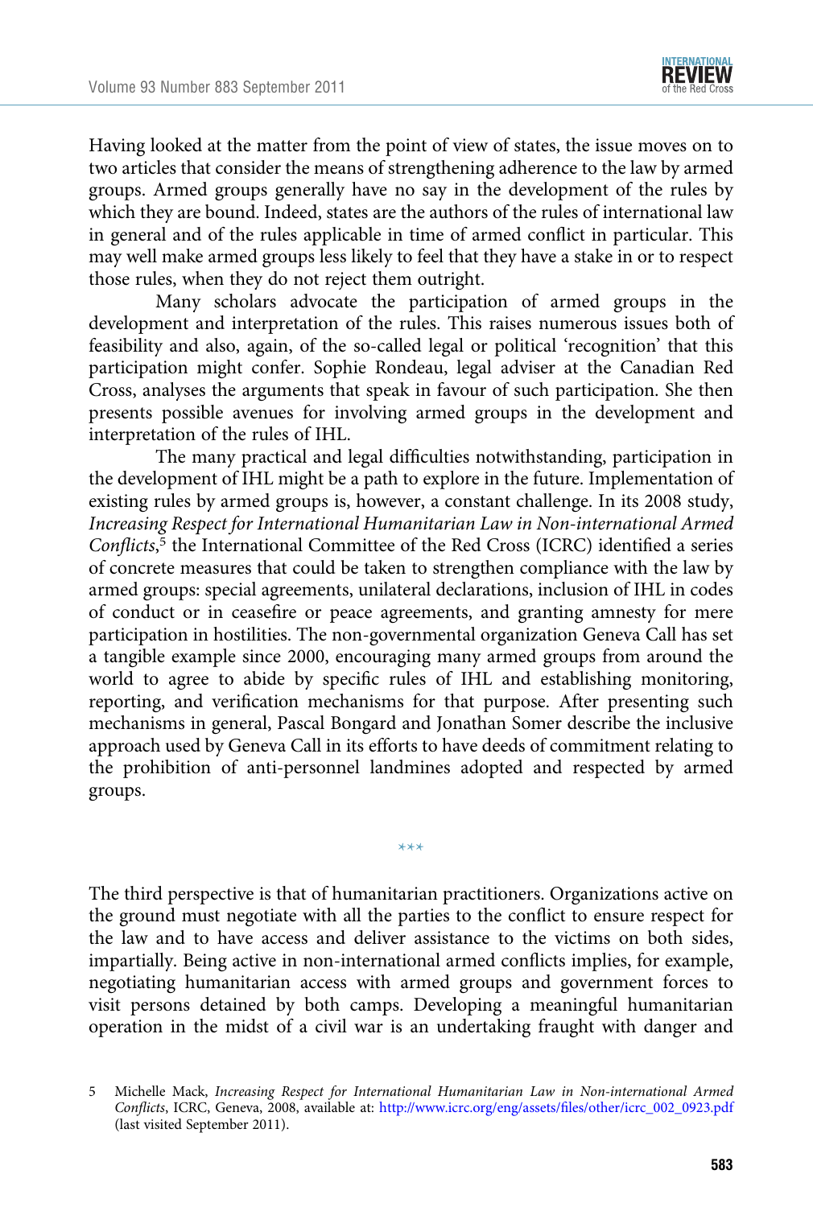Having looked at the matter from the point of view of states, the issue moves on to two articles that consider the means of strengthening adherence to the law by armed groups. Armed groups generally have no say in the development of the rules by which they are bound. Indeed, states are the authors of the rules of international law in general and of the rules applicable in time of armed conflict in particular. This may well make armed groups less likely to feel that they have a stake in or to respect those rules, when they do not reject them outright.

Many scholars advocate the participation of armed groups in the development and interpretation of the rules. This raises numerous issues both of feasibility and also, again, of the so-called legal or political 'recognition' that this participation might confer. Sophie Rondeau, legal adviser at the Canadian Red Cross, analyses the arguments that speak in favour of such participation. She then presents possible avenues for involving armed groups in the development and interpretation of the rules of IHL.

The many practical and legal difficulties notwithstanding, participation in the development of IHL might be a path to explore in the future. Implementation of existing rules by armed groups is, however, a constant challenge. In its 2008 study, *Increasing Respect for International Humanitarian Law in Non-international Armed Conflicts*,[5] the International Committee of the Red Cross (ICRC) identified a series of concrete measures that could be taken to strengthen compliance with the law by armed groups: special agreements, unilateral declarations, inclusion of IHL in codes of conduct or in ceasefire or peace agreements, and granting amnesty for mere participation in hostilities. The non-governmental organization Geneva Call has set a tangible example since 2000, encouraging many armed groups from around the world to agree to abide by specific rules of IHL and establishing monitoring, reporting, and verification mechanisms for that purpose. After presenting such mechanisms in general, Pascal Bongard and Jonathan Somer describe the inclusive approach used by Geneva Call in its efforts to have deeds of commitment relating to the prohibition of anti-personnel landmines adopted and respected by armed groups.

***

The third perspective is that of humanitarian practitioners. Organizations active on the ground must negotiate with all the parties to the conflict to ensure respect for the law and to have access and deliver assistance to the victims on both sides, impartially. Being active in non-international armed conflicts implies, for example, negotiating humanitarian access with armed groups and government forces to visit persons detained by both camps. Developing a meaningful humanitarian operation in the midst of a civil war is an undertaking fraught with danger and

5 Michelle Mack, *Increasing Respect for International Humanitarian Law in Non-international Armed Conflicts*, ICRC, Geneva, 2008, available at: http://www.icrc.org/eng/assets/files/other/icrc_002_0923.pdf (last visited September 2011).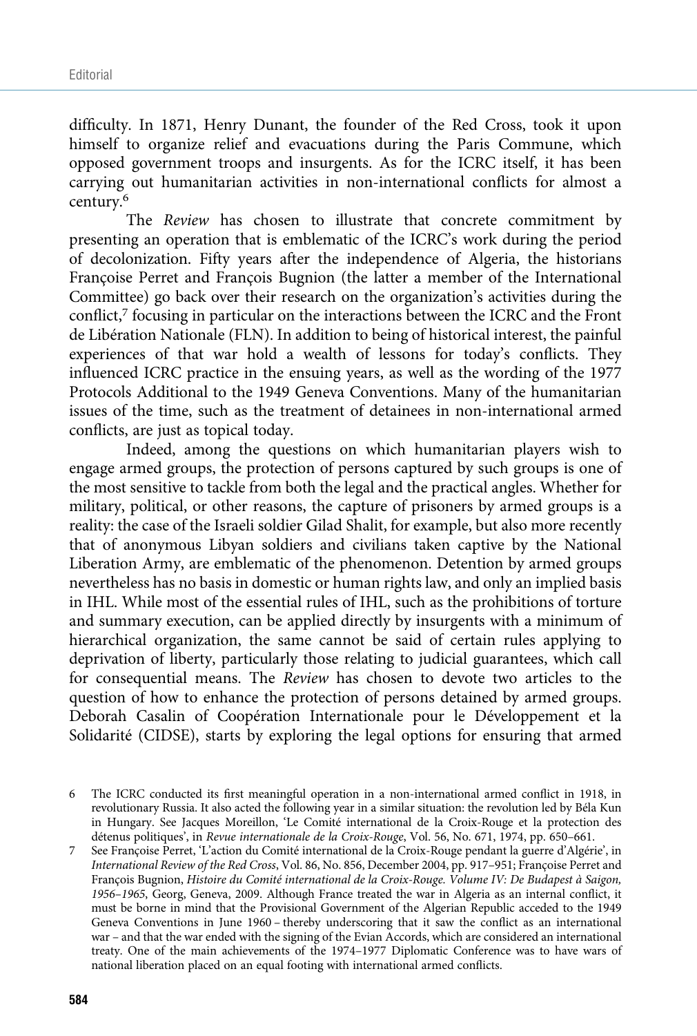difficulty. In 1871, Henry Dunant, the founder of the Red Cross, took it upon himself to organize relief and evacuations during the Paris Commune, which opposed government troops and insurgents. As for the ICRC itself, it has been carrying out humanitarian activities in non-international conflicts for almost a century.[6]

The *Review* has chosen to illustrate that concrete commitment by presenting an operation that is emblematic of the ICRC's work during the period of decolonization. Fifty years after the independence of Algeria, the historians Françoise Perret and François Bugnion (the latter a member of the International Committee) go back over their research on the organization's activities during the conflict,[7] focusing in particular on the interactions between the ICRC and the Front de Libération Nationale (FLN). In addition to being of historical interest, the painful experiences of that war hold a wealth of lessons for today's conflicts. They influenced ICRC practice in the ensuing years, as well as the wording of the 1977 Protocols Additional to the 1949 Geneva Conventions. Many of the humanitarian issues of the time, such as the treatment of detainees in non-international armed conflicts, are just as topical today.

Indeed, among the questions on which humanitarian players wish to engage armed groups, the protection of persons captured by such groups is one of the most sensitive to tackle from both the legal and the practical angles. Whether for military, political, or other reasons, the capture of prisoners by armed groups is a reality: the case of the Israeli soldier Gilad Shalit, for example, but also more recently that of anonymous Libyan soldiers and civilians taken captive by the National Liberation Army, are emblematic of the phenomenon. Detention by armed groups nevertheless has no basis in domestic or human rights law, and only an implied basis in IHL. While most of the essential rules of IHL, such as the prohibitions of torture and summary execution, can be applied directly by insurgents with a minimum of hierarchical organization, the same cannot be said of certain rules applying to deprivation of liberty, particularly those relating to judicial guarantees, which call for consequential means. The *Review* has chosen to devote two articles to the question of how to enhance the protection of persons detained by armed groups. Deborah Casalin of Coopération Internationale pour le Développement et la Solidarité (CIDSE), starts by exploring the legal options for ensuring that armed

---

6 The ICRC conducted its first meaningful operation in a non-international armed conflict in 1918, in revolutionary Russia. It also acted the following year in a similar situation: the revolution led by Béla Kun in Hungary. See Jacques Moreillon, 'Le Comité international de la Croix-Rouge et la protection des détenus politiques', in *Revue internationale de la Croix-Rouge*, Vol. 56, No. 671, 1974, pp. 650–661.

7 See Françoise Perret, 'L'action du Comité international de la Croix-Rouge pendant la guerre d'Algérie', in *International Review of the Red Cross*, Vol. 86, No. 856, December 2004, pp. 917–951; Françoise Perret and François Bugnion, *Histoire du Comité international de la Croix-Rouge. Volume IV: De Budapest à Saigon, 1956–1965*, Georg, Geneva, 2009. Although France treated the war in Algeria as an internal conflict, it must be borne in mind that the Provisional Government of the Algerian Republic acceded to the 1949 Geneva Conventions in June 1960 – thereby underscoring that it saw the conflict as an international war – and that the war ended with the signing of the Evian Accords, which are considered an international treaty. One of the main achievements of the 1974–1977 Diplomatic Conference was to have wars of national liberation placed on an equal footing with international armed conflicts.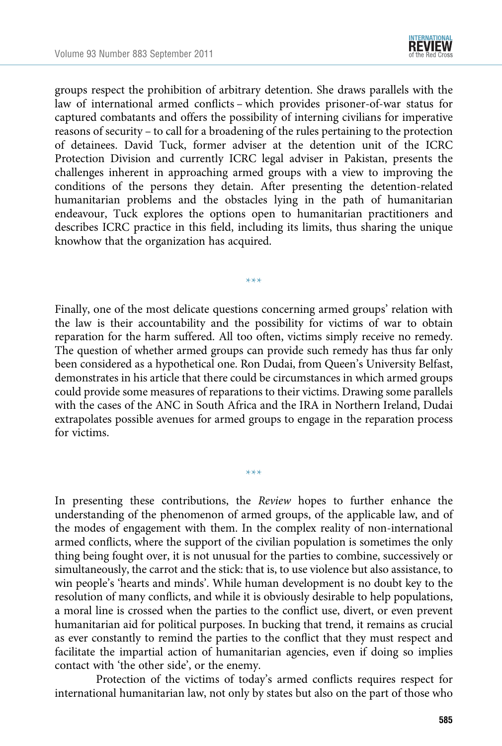groups respect the prohibition of arbitrary detention. She draws parallels with the law of international armed conflicts – which provides prisoner-of-war status for captured combatants and offers the possibility of interning civilians for imperative reasons of security – to call for a broadening of the rules pertaining to the protection of detainees. David Tuck, former adviser at the detention unit of the ICRC Protection Division and currently ICRC legal adviser in Pakistan, presents the challenges inherent in approaching armed groups with a view to improving the conditions of the persons they detain. After presenting the detention-related humanitarian problems and the obstacles lying in the path of humanitarian endeavour, Tuck explores the options open to humanitarian practitioners and describes ICRC practice in this field, including its limits, thus sharing the unique knowhow that the organization has acquired.

***

Finally, one of the most delicate questions concerning armed groups' relation with the law is their accountability and the possibility for victims of war to obtain reparation for the harm suffered. All too often, victims simply receive no remedy. The question of whether armed groups can provide such remedy has thus far only been considered as a hypothetical one. Ron Dudai, from Queen's University Belfast, demonstrates in his article that there could be circumstances in which armed groups could provide some measures of reparations to their victims. Drawing some parallels with the cases of the ANC in South Africa and the IRA in Northern Ireland, Dudai extrapolates possible avenues for armed groups to engage in the reparation process for victims.

***

In presenting these contributions, the *Review* hopes to further enhance the understanding of the phenomenon of armed groups, of the applicable law, and of the modes of engagement with them. In the complex reality of non-international armed conflicts, where the support of the civilian population is sometimes the only thing being fought over, it is not unusual for the parties to combine, successively or simultaneously, the carrot and the stick: that is, to use violence but also assistance, to win people's 'hearts and minds'. While human development is no doubt key to the resolution of many conflicts, and while it is obviously desirable to help populations, a moral line is crossed when the parties to the conflict use, divert, or even prevent humanitarian aid for political purposes. In bucking that trend, it remains as crucial as ever constantly to remind the parties to the conflict that they must respect and facilitate the impartial action of humanitarian agencies, even if doing so implies contact with 'the other side', or the enemy.

Protection of the victims of today's armed conflicts requires respect for international humanitarian law, not only by states but also on the part of those who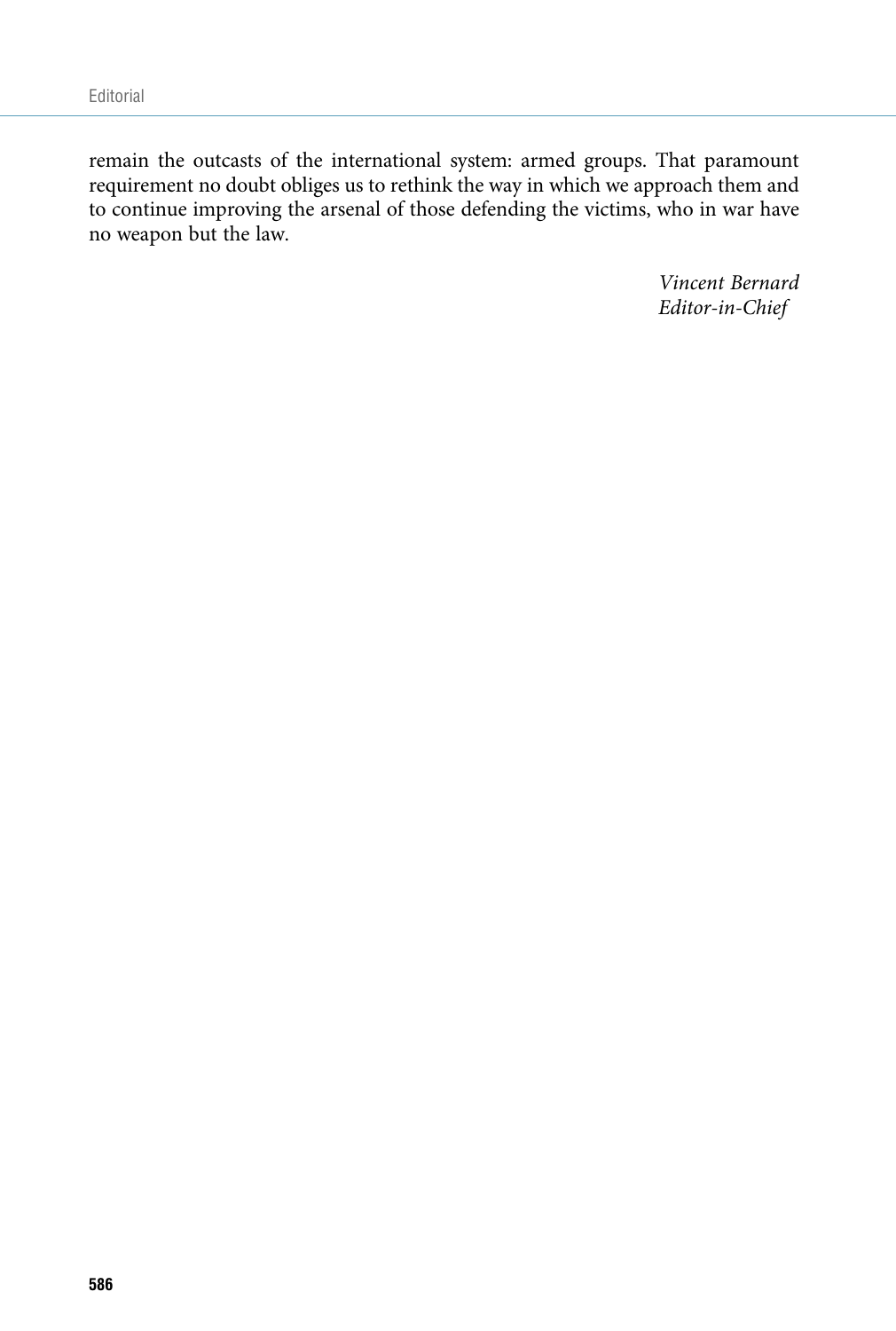remain the outcasts of the international system: armed groups. That paramount requirement no doubt obliges us to rethink the way in which we approach them and to continue improving the arsenal of those defending the victims, who in war have no weapon but the law.

*Vincent Bernard*
*Editor-in-Chief*